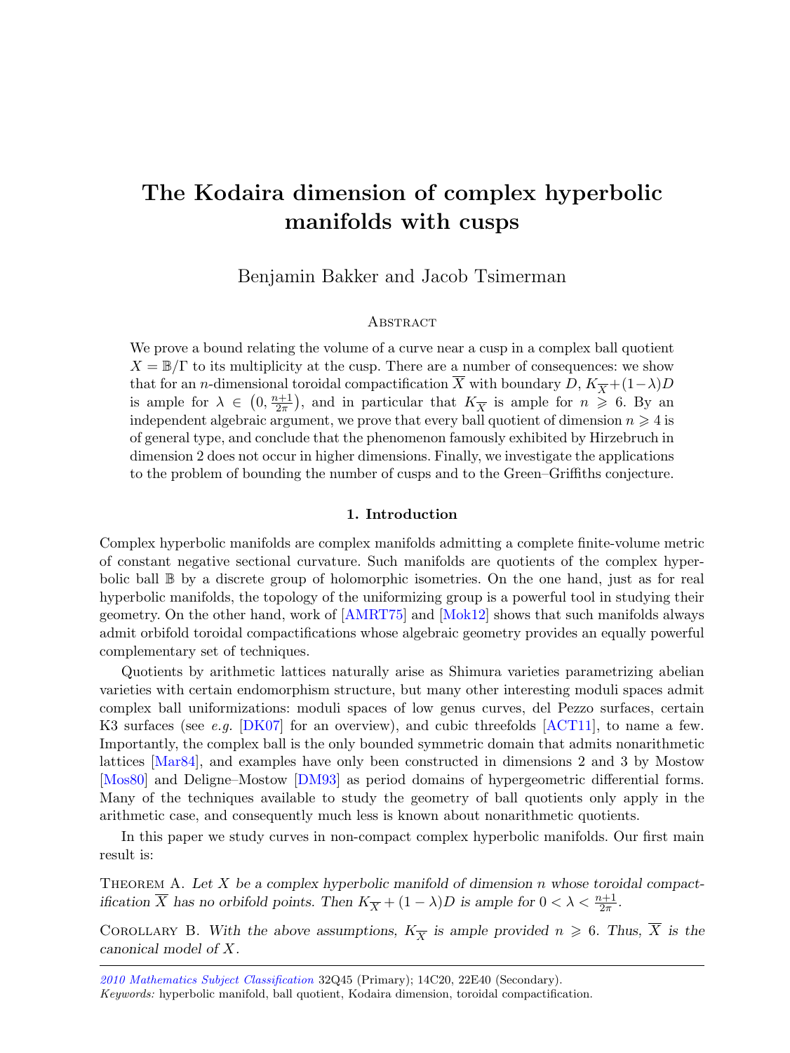# The Kodaira dimension of complex hyperbolic manifolds with cusps

Benjamin Bakker and Jacob Tsimerman

## Abstract

We prove a bound relating the volume of a curve near a cusp in a complex ball quotient $X = \mathbb{B}/\Gamma$ to its multiplicity at the cusp. There are a number of consequences: we show that for an $n$-dimensional toroidal compactification $\overline{X}$ with boundary $D$, $K_{\overline{X}}+(1-\lambda)D$ is ample for $\lambda \in \left(0, \frac{n+1}{2\pi}\right)$, and in particular that $K_{\overline{X}}$ is ample for $n \geqslant 6$. By an independent algebraic argument, we prove that every ball quotient of dimension $n \geqslant 4$ is of general type, and conclude that the phenomenon famously exhibited by Hirzebruch in dimension 2 does not occur in higher dimensions. Finally, we investigate the applications to the problem of bounding the number of cusps and to the Green–Griffiths conjecture.

## 1. Introduction

Complex hyperbolic manifolds are complex manifolds admitting a complete finite-volume metric of constant negative sectional curvature. Such manifolds are quotients of the complex hyperbolic ball $\mathbb{B}$ by a discrete group of holomorphic isometries. On the one hand, just as for real hyperbolic manifolds, the topology of the uniformizing group is a powerful tool in studying their geometry. On the other hand, work of [AMRT75] and [Mok12] shows that such manifolds always admit orbifold toroidal compactifications whose algebraic geometry provides an equally powerful complementary set of techniques.

Quotients by arithmetic lattices naturally arise as Shimura varieties parametrizing abelian varieties with certain endomorphism structure, but many other interesting moduli spaces admit complex ball uniformizations: moduli spaces of low genus curves, del Pezzo surfaces, certain K3 surfaces (see *e.g.* [DK07] for an overview), and cubic threefolds [ACT11], to name a few. Importantly, the complex ball is the only bounded symmetric domain that admits nonarithmetic lattices [Mar84], and examples have only been constructed in dimensions 2 and 3 by Mostow [Mos80] and Deligne–Mostow [DM93] as period domains of hypergeometric differential forms. Many of the techniques available to study the geometry of ball quotients only apply in the arithmetic case, and consequently much less is known about nonarithmetic quotients.

In this paper we study curves in non-compact complex hyperbolic manifolds. Our first main result is:

Theorem A. *Let $X$ be a complex hyperbolic manifold of dimension $n$ whose toroidal compactification $\overline{X}$ has no orbifold points. Then $K_{\overline{X}} + (1-\lambda)D$ is ample for $0 < \lambda < \frac{n+1}{2\pi}$.*

Corollary B. *With the above assumptions, $K_{\overline{X}}$ is ample provided $n \geqslant 6$. Thus, $\overline{X}$ is the canonical model of $X$.*

---

*2010 Mathematics Subject Classification* 32Q45 (Primary); 14C20, 22E40 (Secondary).
*Keywords:* hyperbolic manifold, ball quotient, Kodaira dimension, toroidal compactification.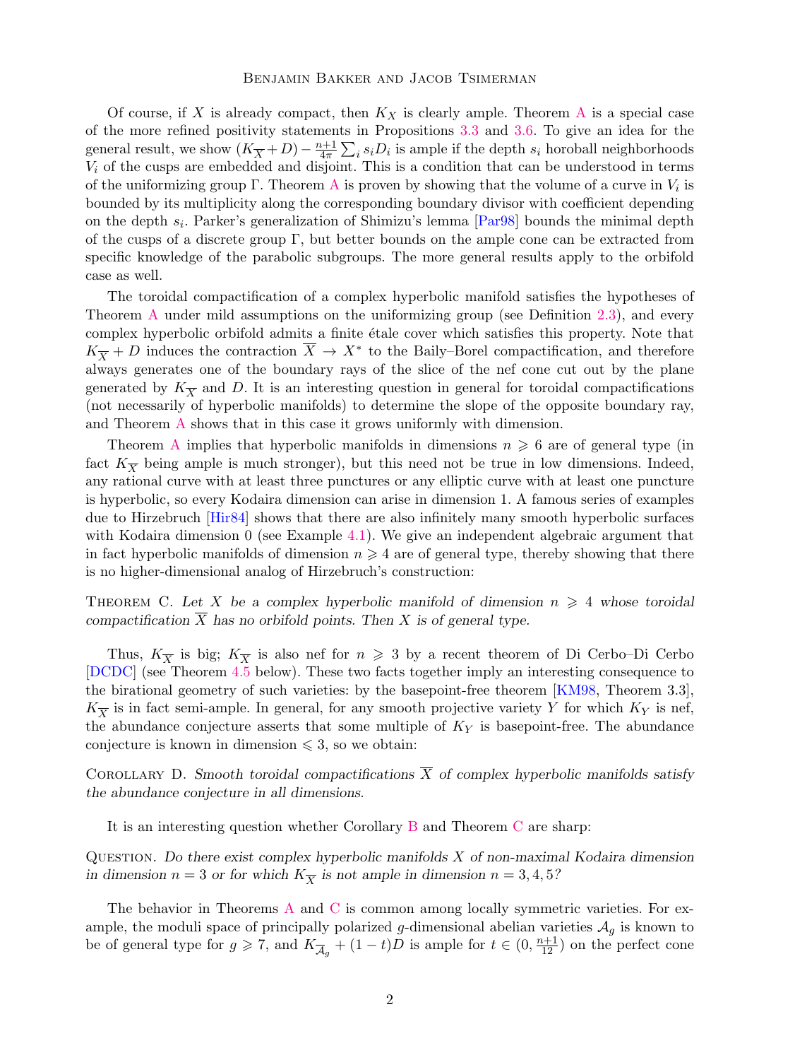Of course, if $X$ is already compact, then $K_X$ is clearly ample. Theorem A is a special case of the more refined positivity statements in Propositions 3.3 and 3.6. To give an idea for the general result, we show $(K_{\overline{X}}+D) - \frac{n+1}{4\pi}\sum_i s_i D_i$ is ample if the depth $s_i$ horoball neighborhoods $V_i$ of the cusps are embedded and disjoint. This is a condition that can be understood in terms of the uniformizing group $\Gamma$. Theorem A is proven by showing that the volume of a curve in $V_i$ is bounded by its multiplicity along the corresponding boundary divisor with coefficient depending on the depth $s_i$. Parker's generalization of Shimizu's lemma [Par98] bounds the minimal depth of the cusps of a discrete group $\Gamma$, but better bounds on the ample cone can be extracted from specific knowledge of the parabolic subgroups. The more general results apply to the orbifold case as well.

The toroidal compactification of a complex hyperbolic manifold satisfies the hypotheses of Theorem A under mild assumptions on the uniformizing group (see Definition 2.3), and every complex hyperbolic orbifold admits a finite étale cover which satisfies this property. Note that $K_{\overline{X}}+D$ induces the contraction $\overline{X} \to X^*$ to the Baily–Borel compactification, and therefore always generates one of the boundary rays of the slice of the nef cone cut out by the plane generated by $K_{\overline{X}}$ and $D$. It is an interesting question in general for toroidal compactifications (not necessarily of hyperbolic manifolds) to determine the slope of the opposite boundary ray, and Theorem A shows that in this case it grows uniformly with dimension.

Theorem A implies that hyperbolic manifolds in dimensions $n \geqslant 6$ are of general type (in fact $K_{\overline{X}}$ being ample is much stronger), but this need not be true in low dimensions. Indeed, any rational curve with at least three punctures or any elliptic curve with at least one puncture is hyperbolic, so every Kodaira dimension can arise in dimension 1. A famous series of examples due to Hirzebruch [Hir84] shows that there are also infinitely many smooth hyperbolic surfaces with Kodaira dimension 0 (see Example 4.1). We give an independent algebraic argument that in fact hyperbolic manifolds of dimension $n \geqslant 4$ are of general type, thereby showing that there is no higher-dimensional analog of Hirzebruch's construction:

Theorem C. *Let $X$ be a complex hyperbolic manifold of dimension $n \geqslant 4$ whose toroidal compactification $\overline{X}$ has no orbifold points. Then $X$ is of general type.*

Thus, $K_{\overline{X}}$ is big; $K_{\overline{X}}$ is also nef for $n \geqslant 3$ by a recent theorem of Di Cerbo–Di Cerbo [DCDC] (see Theorem 4.5 below). These two facts together imply an interesting consequence to the birational geometry of such varieties: by the basepoint-free theorem [KM98, Theorem 3.3], $K_{\overline{X}}$ is in fact semi-ample. In general, for any smooth projective variety $Y$ for which $K_Y$ is nef, the abundance conjecture asserts that some multiple of $K_Y$ is basepoint-free. The abundance conjecture is known in dimension $\leqslant 3$, so we obtain:

Corollary D. *Smooth toroidal compactifications $\overline{X}$ of complex hyperbolic manifolds satisfy the abundance conjecture in all dimensions.*

It is an interesting question whether Corollary B and Theorem C are sharp:

Question. *Do there exist complex hyperbolic manifolds $X$ of non-maximal Kodaira dimension in dimension $n = 3$ or for which $K_{\overline{X}}$ is not ample in dimension $n = 3, 4, 5$?*

The behavior in Theorems A and C is common among locally symmetric varieties. For example, the moduli space of principally polarized $g$-dimensional abelian varieties $\mathcal{A}_g$ is known to be of general type for $g \geqslant 7$, and $K_{\overline{\mathcal{A}}_g} + (1-t)D$ is ample for $t \in (0, \frac{n+1}{12})$ on the perfect cone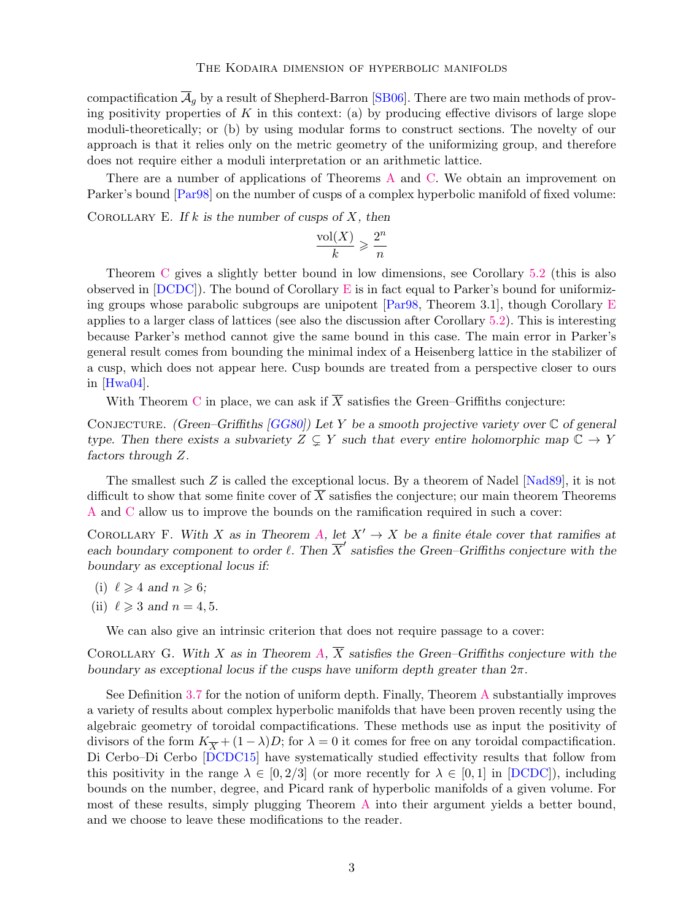compactification $\overline{\mathcal{A}}_g$ by a result of Shepherd-Barron [SB06]. There are two main methods of proving positivity properties of $K$ in this context: (a) by producing effective divisors of large slope moduli-theoretically; or (b) by using modular forms to construct sections. The novelty of our approach is that it relies only on the metric geometry of the uniformizing group, and therefore does not require either a moduli interpretation or an arithmetic lattice.

There are a number of applications of Theorems A and C. We obtain an improvement on Parker's bound [Par98] on the number of cusps of a complex hyperbolic manifold of fixed volume:

Corollary E. *If $k$ is the number of cusps of $X$, then*

$$\frac{\mathrm{vol}(X)}{k} \geqslant \frac{2^n}{n}$$

Theorem C gives a slightly better bound in low dimensions, see Corollary 5.2 (this is also observed in [DCDC]). The bound of Corollary E is in fact equal to Parker's bound for uniformizing groups whose parabolic subgroups are unipotent [Par98, Theorem 3.1], though Corollary E applies to a larger class of lattices (see also the discussion after Corollary 5.2). This is interesting because Parker's method cannot give the same bound in this case. The main error in Parker's general result comes from bounding the minimal index of a Heisenberg lattice in the stabilizer of a cusp, which does not appear here. Cusp bounds are treated from a perspective closer to ours in [Hwa04].

With Theorem C in place, we can ask if $\overline{X}$ satisfies the Green–Griffiths conjecture:

Conjecture. *(Green–Griffiths [GG80]) Let $Y$ be a smooth projective variety over $\mathbb{C}$ of general type. Then there exists a subvariety $Z \subsetneq Y$ such that every entire holomorphic map $\mathbb{C} \to Y$ factors through $Z$.*

The smallest such $Z$ is called the exceptional locus. By a theorem of Nadel [Nad89], it is not difficult to show that some finite cover of $\overline{X}$ satisfies the conjecture; our main theorem Theorems A and C allow us to improve the bounds on the ramification required in such a cover:

Corollary F. *With $X$ as in Theorem A, let $X' \to X$ be a finite étale cover that ramifies at each boundary component to order $\ell$. Then $\overline{X}'$ satisfies the Green–Griffiths conjecture with the boundary as exceptional locus if:*

(i) *$\ell \geqslant 4$ and $n \geqslant 6$;*

(ii) *$\ell \geqslant 3$ and $n = 4, 5$.*

We can also give an intrinsic criterion that does not require passage to a cover:

Corollary G. *With $X$ as in Theorem A, $\overline{X}$ satisfies the Green–Griffiths conjecture with the boundary as exceptional locus if the cusps have uniform depth greater than $2\pi$.*

See Definition 3.7 for the notion of uniform depth. Finally, Theorem A substantially improves a variety of results about complex hyperbolic manifolds that have been proven recently using the algebraic geometry of toroidal compactifications. These methods use as input the positivity of divisors of the form $K_{\overline{X}} + (1-\lambda)D$; for $\lambda = 0$ it comes for free on any toroidal compactification. Di Cerbo–Di Cerbo [DCDC15] have systematically studied effectivity results that follow from this positivity in the range $\lambda \in [0, 2/3]$ (or more recently for $\lambda \in [0, 1]$ in [DCDC]), including bounds on the number, degree, and Picard rank of hyperbolic manifolds of a given volume. For most of these results, simply plugging Theorem A into their argument yields a better bound, and we choose to leave these modifications to the reader.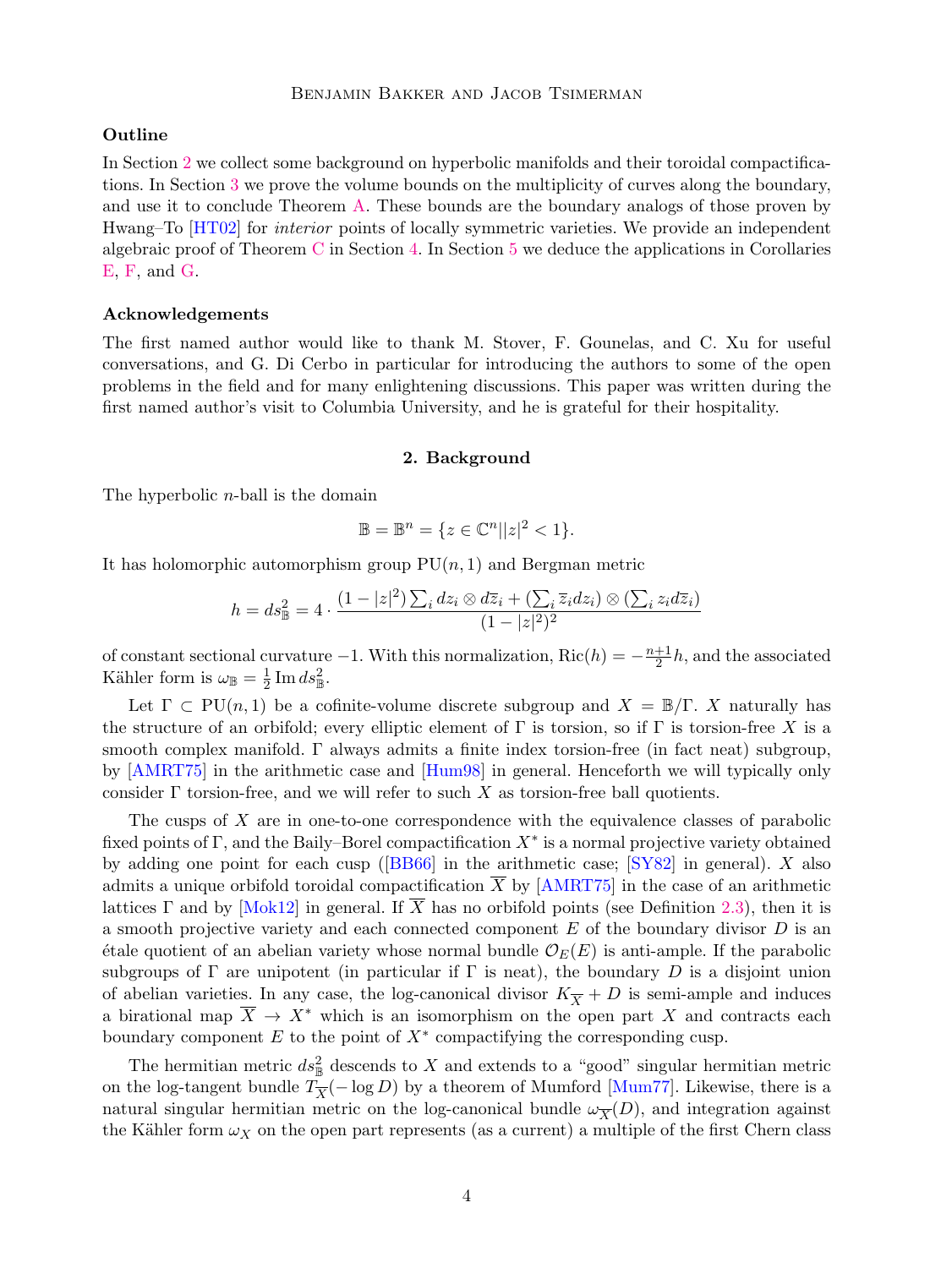### Outline

In Section 2 we collect some background on hyperbolic manifolds and their toroidal compactifications. In Section 3 we prove the volume bounds on the multiplicity of curves along the boundary, and use it to conclude Theorem A. These bounds are the boundary analogs of those proven by Hwang–To [HT02] for *interior* points of locally symmetric varieties. We provide an independent algebraic proof of Theorem C in Section 4. In Section 5 we deduce the applications in Corollaries E, F, and G.

### Acknowledgements

The first named author would like to thank M. Stover, F. Gounelas, and C. Xu for useful conversations, and G. Di Cerbo in particular for introducing the authors to some of the open problems in the field and for many enlightening discussions. This paper was written during the first named author's visit to Columbia University, and he is grateful for their hospitality.

## 2. Background

The hyperbolic $n$-ball is the domain

$$\mathbb{B} = \mathbb{B}^n = \{z \in \mathbb{C}^n \,|\, |z|^2 < 1\}.$$

It has holomorphic automorphism group $\mathrm{PU}(n,1)$ and Bergman metric

$$h = ds^2_{\mathbb{B}} = 4 \cdot \frac{(1-|z|^2)\sum_i dz_i \otimes d\bar{z}_i + (\sum_i \bar{z}_i dz_i) \otimes (\sum_i z_i d\bar{z}_i)}{(1-|z|^2)^2}$$

of constant sectional curvature $-1$. With this normalization, $\mathrm{Ric}(h) = -\frac{n+1}{2}h$, and the associated Kähler form is $\omega_{\mathbb{B}} = \frac{1}{2}\operatorname{Im} ds^2_{\mathbb{B}}$.

Let $\Gamma \subset \mathrm{PU}(n,1)$ be a cofinite-volume discrete subgroup and $X = \mathbb{B}/\Gamma$. $X$ naturally has the structure of an orbifold; every elliptic element of $\Gamma$ is torsion, so if $\Gamma$ is torsion-free $X$ is a smooth complex manifold. $\Gamma$ always admits a finite index torsion-free (in fact neat) subgroup, by [AMRT75] in the arithmetic case and [Hum98] in general. Henceforth we will typically only consider $\Gamma$ torsion-free, and we will refer to such $X$ as torsion-free ball quotients.

The cusps of $X$ are in one-to-one correspondence with the equivalence classes of parabolic fixed points of $\Gamma$, and the Baily–Borel compactification $X^*$ is a normal projective variety obtained by adding one point for each cusp ([BB66] in the arithmetic case; [SY82] in general). $X$ also admits a unique orbifold toroidal compactification $\overline{X}$ by [AMRT75] in the case of an arithmetic lattices $\Gamma$ and by [Mok12] in general. If $\overline{X}$ has no orbifold points (see Definition 2.3), then it is a smooth projective variety and each connected component $E$ of the boundary divisor $D$ is an étale quotient of an abelian variety whose normal bundle $\mathcal{O}_E(E)$ is anti-ample. If the parabolic subgroups of $\Gamma$ are unipotent (in particular if $\Gamma$ is neat), the boundary $D$ is a disjoint union of abelian varieties. In any case, the log-canonical divisor $K_{\overline{X}} + D$ is semi-ample and induces a birational map $\overline{X} \to X^*$ which is an isomorphism on the open part $X$ and contracts each boundary component $E$ to the point of $X^*$ compactifying the corresponding cusp.

The hermitian metric $ds^2_{\mathbb{B}}$ descends to $X$ and extends to a "good" singular hermitian metric on the log-tangent bundle $T_{\overline{X}}(-\log D)$ by a theorem of Mumford [Mum77]. Likewise, there is a natural singular hermitian metric on the log-canonical bundle $\omega_{\overline{X}}(D)$, and integration against the Kähler form $\omega_X$ on the open part represents (as a current) a multiple of the first Chern class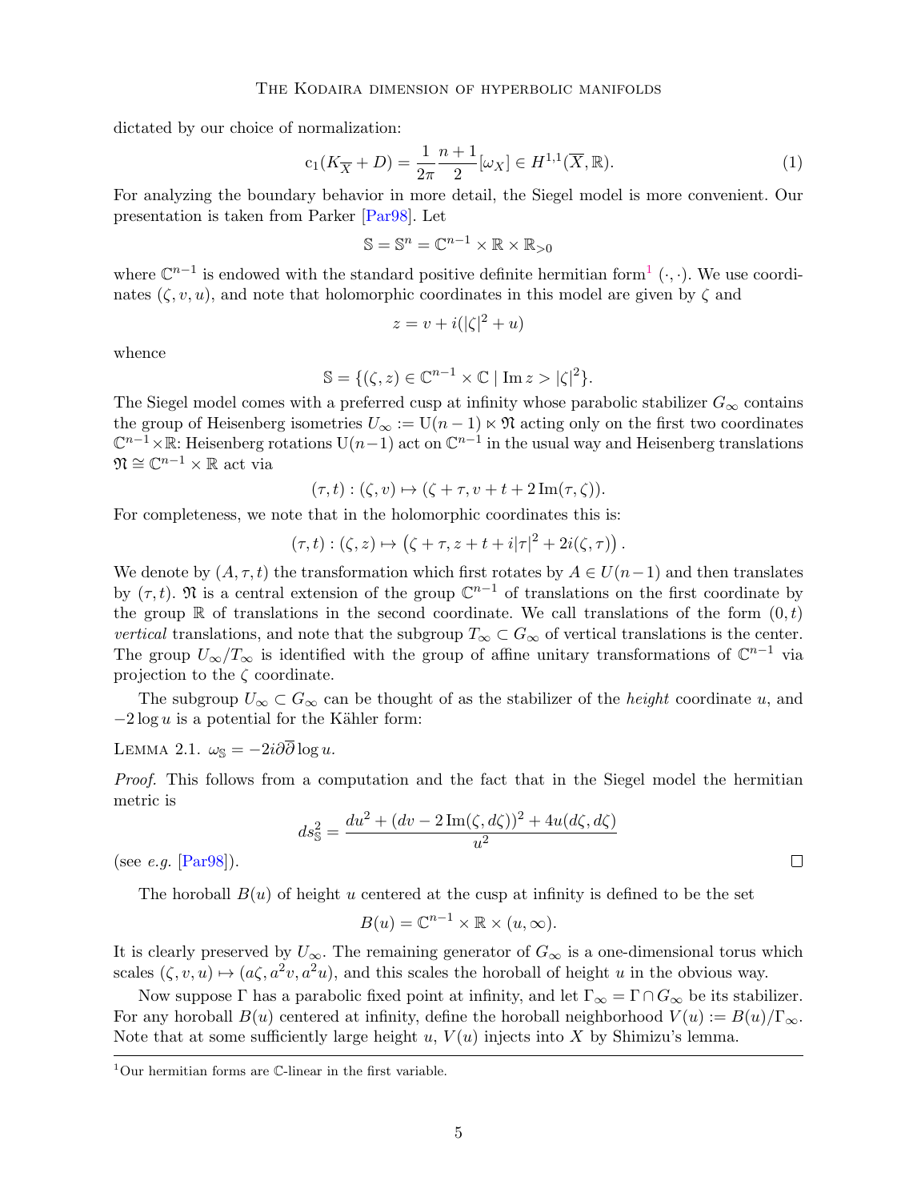dictated by our choice of normalization:

$$\mathrm{c}_1(K_{\overline{X}} + D) = \frac{1}{2\pi}\frac{n+1}{2}[\omega_X] \in H^{1,1}(\overline{X}, \mathbb{R}). \tag{1}$$

For analyzing the boundary behavior in more detail, the Siegel model is more convenient. Our presentation is taken from Parker [Par98]. Let

$$\mathbb{S} = \mathbb{S}^n = \mathbb{C}^{n-1} \times \mathbb{R} \times \mathbb{R}_{>0}$$

where $\mathbb{C}^{n-1}$ is endowed with the standard positive definite hermitian form[1] $(\cdot,\cdot)$. We use coordinates $(\zeta, v, u)$, and note that holomorphic coordinates in this model are given by $\zeta$ and

$$z = v + i(|\zeta|^2 + u)$$

whence

$$\mathbb{S} = \{(\zeta, z) \in \mathbb{C}^{n-1} \times \mathbb{C} \mid \operatorname{Im} z > |\zeta|^2\}.$$

The Siegel model comes with a preferred cusp at infinity whose parabolic stabilizer $G_\infty$ contains the group of Heisenberg isometries $U_\infty := \mathrm{U}(n-1) \ltimes \mathfrak{N}$ acting only on the first two coordinates $\mathbb{C}^{n-1} \times \mathbb{R}$: Heisenberg rotations $\mathrm{U}(n-1)$ act on $\mathbb{C}^{n-1}$ in the usual way and Heisenberg translations $\mathfrak{N} \cong \mathbb{C}^{n-1} \times \mathbb{R}$ act via

$$(\tau, t) : (\zeta, v) \mapsto (\zeta + \tau, v + t + 2\operatorname{Im}(\tau, \zeta)).$$

For completeness, we note that in the holomorphic coordinates this is:

$$(\tau, t) : (\zeta, z) \mapsto \left(\zeta + \tau, z + t + i|\tau|^2 + 2i(\zeta, \tau)\right).$$

We denote by $(A, \tau, t)$ the transformation which first rotates by $A \in U(n-1)$ and then translates by $(\tau, t)$. $\mathfrak{N}$ is a central extension of the group $\mathbb{C}^{n-1}$ of translations on the first coordinate by the group $\mathbb{R}$ of translations in the second coordinate. We call translations of the form $(0, t)$ *vertical* translations, and note that the subgroup $T_\infty \subset G_\infty$ of vertical translations is the center. The group $U_\infty / T_\infty$ is identified with the group of affine unitary transformations of $\mathbb{C}^{n-1}$ via projection to the $\zeta$ coordinate.

The subgroup $U_\infty \subset G_\infty$ can be thought of as the stabilizer of the *height* coordinate $u$, and $-2\log u$ is a potential for the Kähler form:

Lemma 2.1. $\omega_{\mathbb{S}} = -2i\partial\overline{\partial}\log u$.

*Proof.* This follows from a computation and the fact that in the Siegel model the hermitian metric is

$$ds^2_{\mathbb{S}} = \frac{du^2 + (dv - 2\operatorname{Im}(\zeta, d\zeta))^2 + 4u(d\zeta, d\zeta)}{u^2}$$

(see *e.g.* [Par98]). □

The horoball $B(u)$ of height $u$ centered at the cusp at infinity is defined to be the set

$$B(u) = \mathbb{C}^{n-1} \times \mathbb{R} \times (u, \infty).$$

It is clearly preserved by $U_\infty$. The remaining generator of $G_\infty$ is a one-dimensional torus which scales $(\zeta, v, u) \mapsto (a\zeta, a^2 v, a^2 u)$, and this scales the horoball of height $u$ in the obvious way.

Now suppose $\Gamma$ has a parabolic fixed point at infinity, and let $\Gamma_\infty = \Gamma \cap G_\infty$ be its stabilizer. For any horoball $B(u)$ centered at infinity, define the horoball neighborhood $V(u) := B(u)/\Gamma_\infty$. Note that at some sufficiently large height $u$, $V(u)$ injects into $X$ by Shimizu's lemma.

[1] Our hermitian forms are $\mathbb{C}$-linear in the first variable.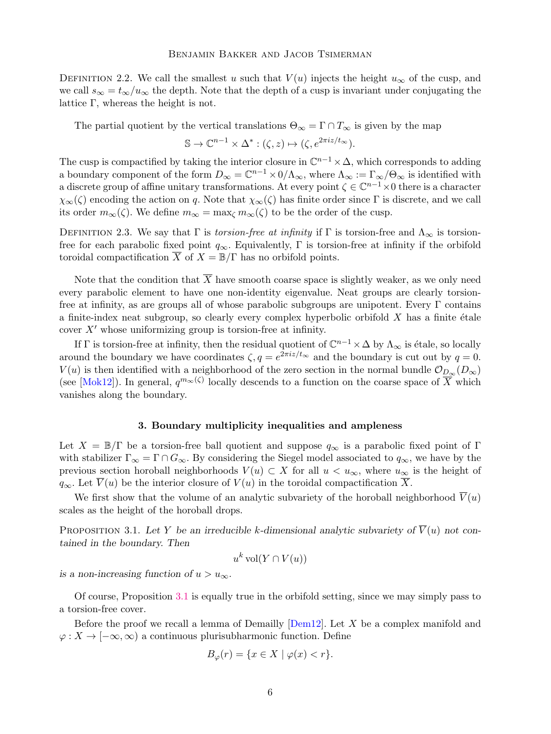Definition 2.2. We call the smallest $u$ such that $V(u)$ injects the height $u_\infty$ of the cusp, and we call $s_\infty = t_\infty/u_\infty$ the depth. Note that the depth of a cusp is invariant under conjugating the lattice $\Gamma$, whereas the height is not.

The partial quotient by the vertical translations $\Theta_\infty = \Gamma \cap T_\infty$ is given by the map

$$\mathbb{S} \to \mathbb{C}^{n-1} \times \Delta^* : (\zeta, z) \mapsto (\zeta, e^{2\pi i z/t_\infty}).$$

The cusp is compactified by taking the interior closure in $\mathbb{C}^{n-1} \times \Delta$, which corresponds to adding a boundary component of the form $D_\infty = \mathbb{C}^{n-1} \times 0/\Lambda_\infty$, where $\Lambda_\infty := \Gamma_\infty/\Theta_\infty$ is identified with a discrete group of affine unitary transformations. At every point $\zeta \in \mathbb{C}^{n-1} \times 0$ there is a character $\chi_\infty(\zeta)$ encoding the action on $q$. Note that $\chi_\infty(\zeta)$ has finite order since $\Gamma$ is discrete, and we call its order $m_\infty(\zeta)$. We define $m_\infty = \max_\zeta m_\infty(\zeta)$ to be the order of the cusp.

Definition 2.3. We say that $\Gamma$ is *torsion-free at infinity* if $\Gamma$ is torsion-free and $\Lambda_\infty$ is torsion-free for each parabolic fixed point $q_\infty$. Equivalently, $\Gamma$ is torsion-free at infinity if the orbifold toroidal compactification $\overline{X}$ of $X = \mathbb{B}/\Gamma$ has no orbifold points.

Note that the condition that $\overline{X}$ have smooth coarse space is slightly weaker, as we only need every parabolic element to have one non-identity eigenvalue. Neat groups are clearly torsion-free at infinity, as are groups all of whose parabolic subgroups are unipotent. Every $\Gamma$ contains a finite-index neat subgroup, so clearly every complex hyperbolic orbifold $X$ has a finite étale cover $X'$ whose uniformizing group is torsion-free at infinity.

If $\Gamma$ is torsion-free at infinity, then the residual quotient of $\mathbb{C}^{n-1} \times \Delta$ by $\Lambda_\infty$ is étale, so locally around the boundary we have coordinates $\zeta, q = e^{2\pi i z/t_\infty}$ and the boundary is cut out by $q = 0$. $V(u)$ is then identified with a neighborhood of the zero section in the normal bundle $\mathcal{O}_{D_\infty}(D_\infty)$ (see [Mok12]). In general, $q^{m_\infty(\zeta)}$ locally descends to a function on the coarse space of $\overline{X}$ which vanishes along the boundary.

## 3. Boundary multiplicity inequalities and ampleness

Let $X = \mathbb{B}/\Gamma$ be a torsion-free ball quotient and suppose $q_\infty$ is a parabolic fixed point of $\Gamma$ with stabilizer $\Gamma_\infty = \Gamma \cap G_\infty$. By considering the Siegel model associated to $q_\infty$, we have by the previous section horoball neighborhoods $V(u) \subset X$ for all $u < u_\infty$, where $u_\infty$ is the height of $q_\infty$. Let $\overline{V}(u)$ be the interior closure of $V(u)$ in the toroidal compactification $\overline{X}$.

We first show that the volume of an analytic subvariety of the horoball neighborhood $\overline{V}(u)$ scales as the height of the horoball drops.

Proposition 3.1. *Let $Y$ be an irreducible $k$-dimensional analytic subvariety of $\overline{V}(u)$ not contained in the boundary. Then*

$$u^k \operatorname{vol}(Y \cap V(u))$$

*is a non-increasing function of $u > u_\infty$.*

Of course, Proposition 3.1 is equally true in the orbifold setting, since we may simply pass to a torsion-free cover.

Before the proof we recall a lemma of Demailly [Dem12]. Let $X$ be a complex manifold and $\varphi : X \to [-\infty, \infty)$ a continuous plurisubharmonic function. Define

$$B_\varphi(r) = \{x \in X \mid \varphi(x) < r\}.$$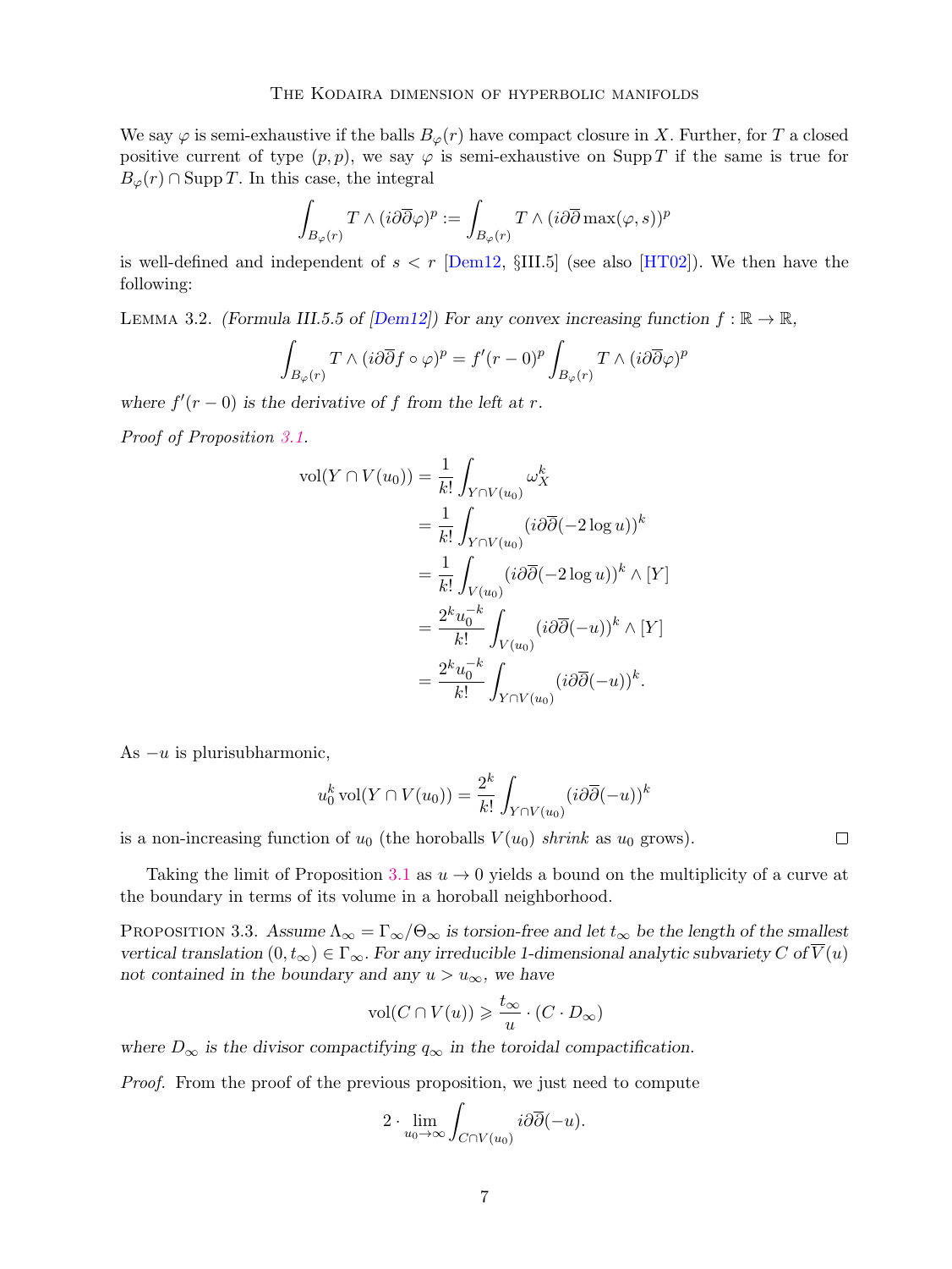We say $\varphi$ is semi-exhaustive if the balls $B_\varphi(r)$ have compact closure in $X$. Further, for $T$ a closed positive current of type $(p,p)$, we say $\varphi$ is semi-exhaustive on $\operatorname{Supp} T$ if the same is true for $B_\varphi(r) \cap \operatorname{Supp} T$. In this case, the integral

$$\int_{B_\varphi(r)} T \wedge (i\partial\overline{\partial}\varphi)^p := \int_{B_\varphi(r)} T \wedge (i\partial\overline{\partial}\max(\varphi, s))^p$$

is well-defined and independent of $s < r$ [Dem12, §III.5] (see also [HT02]). We then have the following:

Lemma 3.2. *(Formula III.5.5 of [Dem12]) For any convex increasing function $f : \mathbb{R} \to \mathbb{R}$,*

$$\int_{B_\varphi(r)} T \wedge (i\partial\overline{\partial} f \circ \varphi)^p = f'(r-0)^p \int_{B_\varphi(r)} T \wedge (i\partial\overline{\partial}\varphi)^p$$

*where $f'(r-0)$ is the derivative of $f$ from the left at $r$.*

*Proof of Proposition 3.1.*

$$\begin{aligned}
\operatorname{vol}(Y \cap V(u_0)) &= \frac{1}{k!}\int_{Y\cap V(u_0)} \omega_X^k \\
&= \frac{1}{k!}\int_{Y\cap V(u_0)} (i\partial\overline{\partial}(-2\log u))^k \\
&= \frac{1}{k!}\int_{V(u_0)} (i\partial\overline{\partial}(-2\log u))^k \wedge [Y] \\
&= \frac{2^k u_0^{-k}}{k!}\int_{V(u_0)} (i\partial\overline{\partial}(-u))^k \wedge [Y] \\
&= \frac{2^k u_0^{-k}}{k!}\int_{Y\cap V(u_0)} (i\partial\overline{\partial}(-u))^k.
\end{aligned}$$

As $-u$ is plurisubharmonic,

$$u_0^k \operatorname{vol}(Y \cap V(u_0)) = \frac{2^k}{k!}\int_{Y\cap V(u_0)} (i\partial\overline{\partial}(-u))^k$$

is a non-increasing function of $u_0$ (the horoballs $V(u_0)$ *shrink* as $u_0$ grows). ◻

Taking the limit of Proposition 3.1 as $u \to 0$ yields a bound on the multiplicity of a curve at the boundary in terms of its volume in a horoball neighborhood.

Proposition 3.3. *Assume $\Lambda_\infty = \Gamma_\infty/\Theta_\infty$ is torsion-free and let $t_\infty$ be the length of the smallest vertical translation $(0, t_\infty) \in \Gamma_\infty$. For any irreducible 1-dimensional analytic subvariety $C$ of $\overline{V}(u)$ not contained in the boundary and any $u > u_\infty$, we have*

$$\operatorname{vol}(C \cap V(u)) \geqslant \frac{t_\infty}{u} \cdot (C \cdot D_\infty)$$

*where $D_\infty$ is the divisor compactifying $q_\infty$ in the toroidal compactification.*

*Proof.* From the proof of the previous proposition, we just need to compute

$$2 \cdot \lim_{u_0 \to \infty} \int_{C \cap V(u_0)} i\partial\overline{\partial}(-u).$$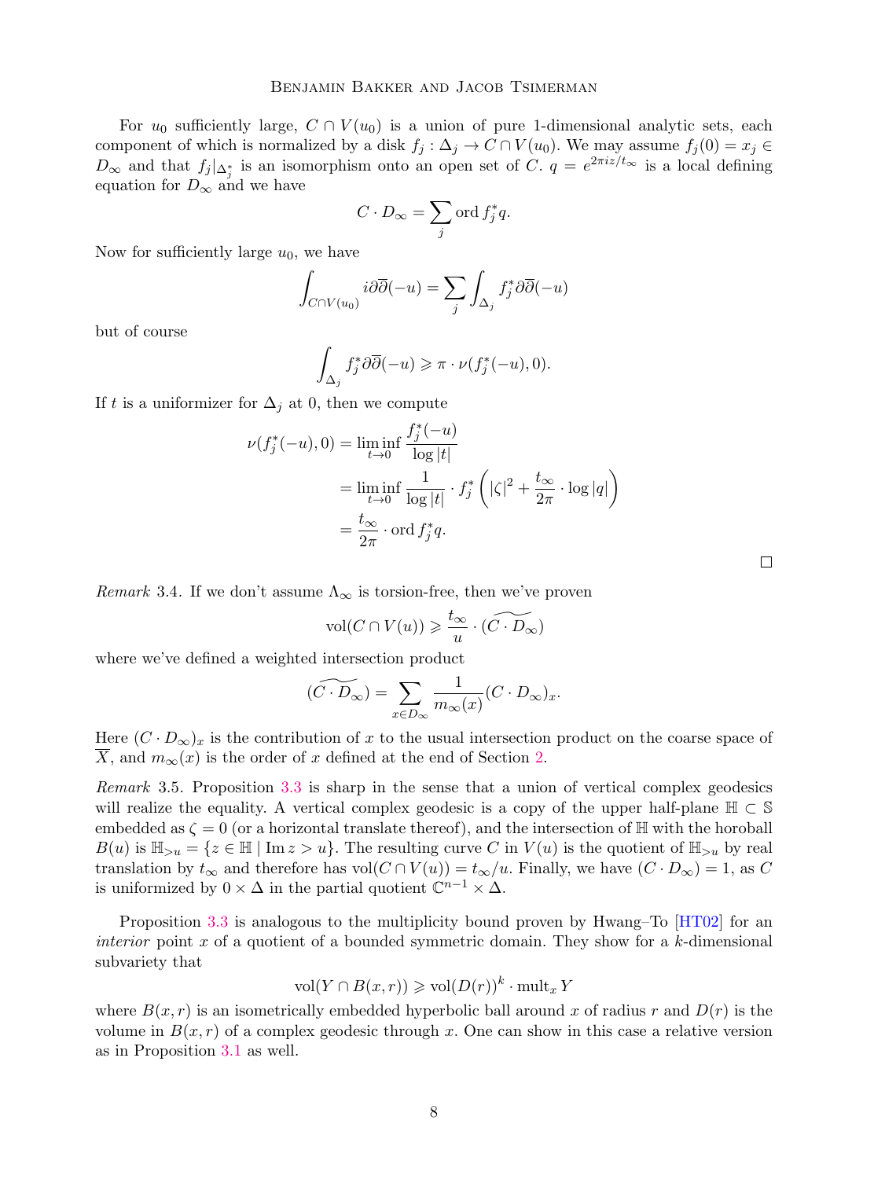For $u_0$ sufficiently large, $C \cap V(u_0)$ is a union of pure 1-dimensional analytic sets, each component of which is normalized by a disk $f_j : \Delta_j \to C \cap V(u_0)$. We may assume $f_j(0) = x_j \in D_\infty$ and that $f_j|_{\Delta_j^*}$ is an isomorphism onto an open set of $C$. $q = e^{2\pi i z/t_\infty}$ is a local defining equation for $D_\infty$ and we have

$$C \cdot D_\infty = \sum_j \operatorname{ord} f_j^* q.$$

Now for sufficiently large $u_0$, we have

$$\int_{C \cap V(u_0)} i\partial\overline{\partial}(-u) = \sum_j \int_{\Delta_j} f_j^* \partial\overline{\partial}(-u)$$

but of course

$$\int_{\Delta_j} f_j^* \partial\overline{\partial}(-u) \geqslant \pi \cdot \nu(f_j^*(-u), 0).$$

If $t$ is a uniformizer for $\Delta_j$ at 0, then we compute

$$\begin{aligned}
\nu(f_j^*(-u), 0) &= \liminf_{t \to 0} \frac{f_j^*(-u)}{\log |t|} \\
&= \liminf_{t \to 0} \frac{1}{\log |t|} \cdot f_j^* \left( |\zeta|^2 + \frac{t_\infty}{2\pi} \cdot \log |q| \right) \\
&= \frac{t_\infty}{2\pi} \cdot \operatorname{ord} f_j^* q.
\end{aligned}$$

□

*Remark* 3.4. If we don't assume $\Lambda_\infty$ is torsion-free, then we've proven

$$\operatorname{vol}(C \cap V(u)) \geqslant \frac{t_\infty}{u} \cdot (\widetilde{C \cdot D_\infty})$$

where we've defined a weighted intersection product

$$(\widetilde{C \cdot D_\infty}) = \sum_{x \in D_\infty} \frac{1}{m_\infty(x)} (C \cdot D_\infty)_x.$$

Here $(C \cdot D_\infty)_x$ is the contribution of $x$ to the usual intersection product on the coarse space of $\overline{X}$, and $m_\infty(x)$ is the order of $x$ defined at the end of Section 2.

*Remark* 3.5. Proposition 3.3 is sharp in the sense that a union of vertical complex geodesics will realize the equality. A vertical complex geodesic is a copy of the upper half-plane $\mathbb{H} \subset \mathbb{S}$ embedded as $\zeta = 0$ (or a horizontal translate thereof), and the intersection of $\mathbb{H}$ with the horoball $B(u)$ is $\mathbb{H}_{>u} = \{z \in \mathbb{H} \mid \operatorname{Im} z > u\}$. The resulting curve $C$ in $V(u)$ is the quotient of $\mathbb{H}_{>u}$ by real translation by $t_\infty$ and therefore has $\operatorname{vol}(C \cap V(u)) = t_\infty/u$. Finally, we have $(C \cdot D_\infty) = 1$, as $C$ is uniformized by $0 \times \Delta$ in the partial quotient $\mathbb{C}^{n-1} \times \Delta$.

Proposition 3.3 is analogous to the multiplicity bound proven by Hwang–To [HT02] for an *interior* point $x$ of a quotient of a bounded symmetric domain. They show for a $k$-dimensional subvariety that

$$\operatorname{vol}(Y \cap B(x, r)) \geqslant \operatorname{vol}(D(r))^k \cdot \operatorname{mult}_x Y$$

where $B(x, r)$ is an isometrically embedded hyperbolic ball around $x$ of radius $r$ and $D(r)$ is the volume in $B(x, r)$ of a complex geodesic through $x$. One can show in this case a relative version as in Proposition 3.1 as well.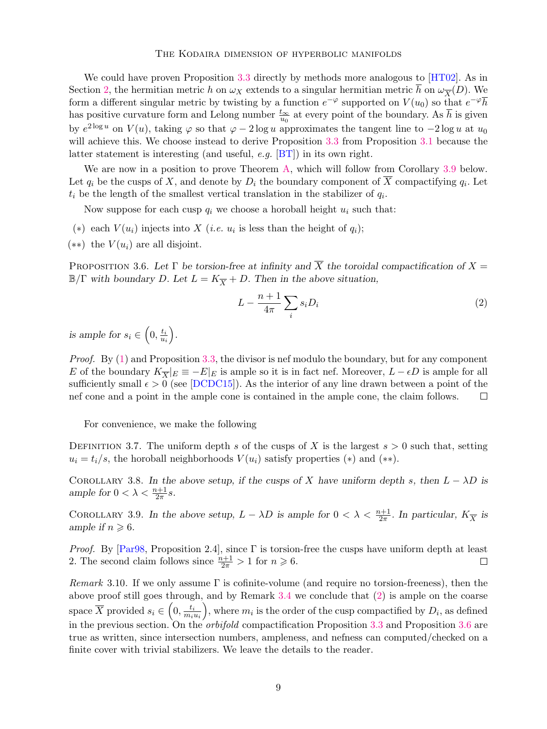We could have proven Proposition 3.3 directly by methods more analogous to [HT02]. As in Section 2, the hermitian metric $h$ on $\omega_X$ extends to a singular hermitian metric $\overline{h}$ on $\omega_{\overline{X}}(D)$. We form a different singular metric by twisting by a function $e^{-\varphi}$ supported on $V(u_0)$ so that $e^{-\varphi}\overline{h}$ has positive curvature form and Lelong number $\frac{t_\infty}{u_0}$ at every point of the boundary. As $\overline{h}$ is given by $e^{2\log u}$ on $V(u)$, taking $\varphi$ so that $\varphi - 2\log u$ approximates the tangent line to $-2\log u$ at $u_0$ will achieve this. We choose instead to derive Proposition 3.3 from Proposition 3.1 because the latter statement is interesting (and useful, *e.g.* [BT]) in its own right.

We are now in a position to prove Theorem A, which will follow from Corollary 3.9 below. Let $q_i$ be the cusps of $X$, and denote by $D_i$ the boundary component of $\overline{X}$ compactifying $q_i$. Let $t_i$ be the length of the smallest vertical translation in the stabilizer of $q_i$.

Now suppose for each cusp $q_i$ we choose a horoball height $u_i$ such that:

- ($*$) each $V(u_i)$ injects into $X$ (*i.e.* $u_i$ is less than the height of $q_i$);
- ($**$) the $V(u_i)$ are all disjoint.

Proposition 3.6. *Let $\Gamma$ be torsion-free at infinity and $\overline{X}$ the toroidal compactification of $X = \mathbb{B}/\Gamma$ with boundary $D$. Let $L = K_{\overline{X}} + D$. Then in the above situation,*

$$L - \frac{n+1}{4\pi}\sum_i s_i D_i \tag{2}$$

*is ample for $s_i \in \left(0, \frac{t_i}{u_i}\right)$.*

*Proof.* By (1) and Proposition 3.3, the divisor is nef modulo the boundary, but for any component $E$ of the boundary $K_{\overline{X}}|_E \equiv -E|_E$ is ample so it is in fact nef. Moreover, $L - \epsilon D$ is ample for all sufficiently small $\epsilon > 0$ (see [DCDC15]). As the interior of any line drawn between a point of the nef cone and a point in the ample cone is contained in the ample cone, the claim follows. $\square$

For convenience, we make the following

Definition 3.7. The uniform depth $s$ of the cusps of $X$ is the largest $s > 0$ such that, setting $u_i = t_i/s$, the horoball neighborhoods $V(u_i)$ satisfy properties ($*$) and ($**$).

Corollary 3.8. *In the above setup, if the cusps of $X$ have uniform depth $s$, then $L - \lambda D$ is ample for $0 < \lambda < \frac{n+1}{2\pi}s$.*

Corollary 3.9. *In the above setup, $L - \lambda D$ is ample for $0 < \lambda < \frac{n+1}{2\pi}$. In particular, $K_{\overline{X}}$ is ample if $n \geqslant 6$.*

*Proof.* By [Par98, Proposition 2.4], since $\Gamma$ is torsion-free the cusps have uniform depth at least 2. The second claim follows since $\frac{n+1}{2\pi} > 1$ for $n \geqslant 6$. $\square$

*Remark* 3.10. If we only assume $\Gamma$ is cofinite-volume (and require no torsion-freeness), then the above proof still goes through, and by Remark 3.4 we conclude that (2) is ample on the coarse space $\overline{X}$ provided $s_i \in \left(0, \frac{t_i}{m_i u_i}\right)$, where $m_i$ is the order of the cusp compactified by $D_i$, as defined in the previous section. On the *orbifold* compactification Proposition 3.3 and Proposition 3.6 are true as written, since intersection numbers, ampleness, and nefness can computed/checked on a finite cover with trivial stabilizers. We leave the details to the reader.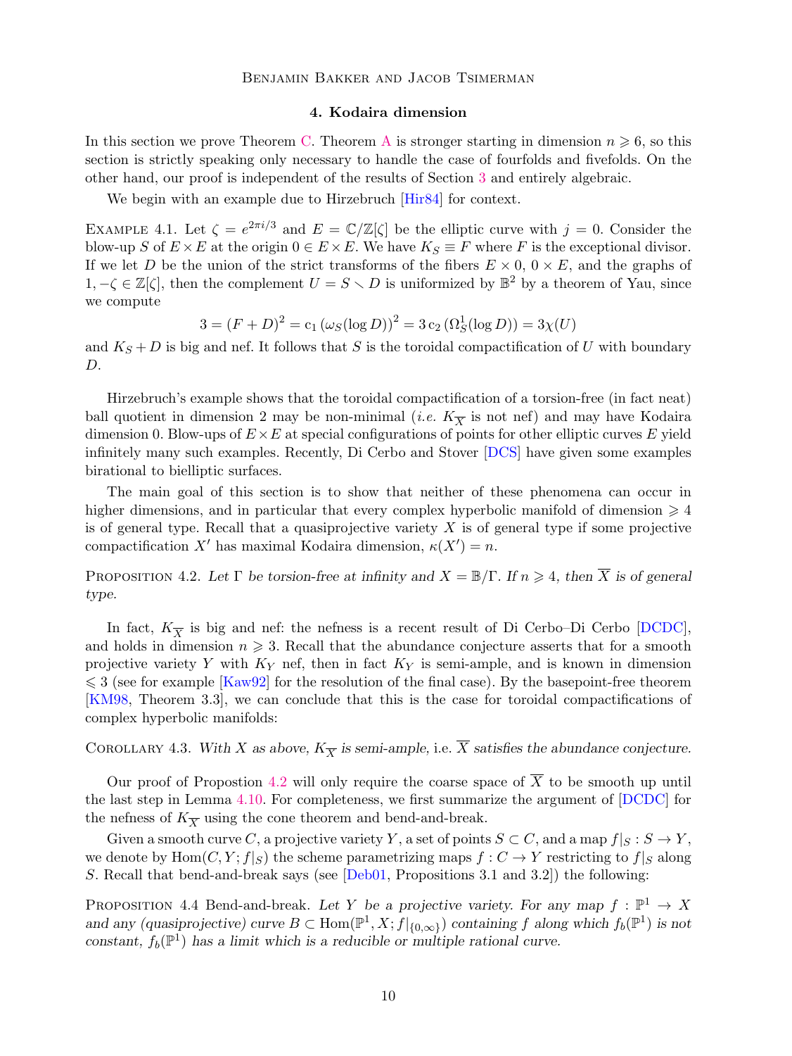## 4. Kodaira dimension

In this section we prove Theorem C. Theorem A is stronger starting in dimension $n \geqslant 6$, so this section is strictly speaking only necessary to handle the case of fourfolds and fivefolds. On the other hand, our proof is independent of the results of Section 3 and entirely algebraic.

We begin with an example due to Hirzebruch [Hir84] for context.

Example 4.1. Let $\zeta = e^{2\pi i/3}$ and $E = \mathbb{C}/\mathbb{Z}[\zeta]$ be the elliptic curve with $j = 0$. Consider the blow-up $S$ of $E \times E$ at the origin $0 \in E \times E$. We have $K_S \equiv F$ where $F$ is the exceptional divisor. If we let $D$ be the union of the strict transforms of the fibers $E \times 0$, $0 \times E$, and the graphs of $1, -\zeta \in \mathbb{Z}[\zeta]$, then the complement $U = S \smallsetminus D$ is uniformized by $\mathbb{B}^2$ by a theorem of Yau, since we compute

$$3 = (F + D)^2 = \mathrm{c}_1\left(\omega_S(\log D)\right)^2 = 3\,\mathrm{c}_2\left(\Omega^1_S(\log D)\right) = 3\chi(U)$$

and $K_S + D$ is big and nef. It follows that $S$ is the toroidal compactification of $U$ with boundary $D$.

Hirzebruch's example shows that the toroidal compactification of a torsion-free (in fact neat) ball quotient in dimension 2 may be non-minimal (*i.e.* $K_{\overline{X}}$ is not nef) and may have Kodaira dimension 0. Blow-ups of $E \times E$ at special configurations of points for other elliptic curves $E$ yield infinitely many such examples. Recently, Di Cerbo and Stover [DCS] have given some examples birational to bielliptic surfaces.

The main goal of this section is to show that neither of these phenomena can occur in higher dimensions, and in particular that every complex hyperbolic manifold of dimension $\geqslant 4$ is of general type. Recall that a quasiprojective variety $X$ is of general type if some projective compactification $X'$ has maximal Kodaira dimension, $\kappa(X') = n$.

Proposition 4.2. *Let $\Gamma$ be torsion-free at infinity and $X = \mathbb{B}/\Gamma$. If $n \geqslant 4$, then $\overline{X}$ is of general type.*

In fact, $K_{\overline{X}}$ is big and nef: the nefness is a recent result of Di Cerbo–Di Cerbo [DCDC], and holds in dimension $n \geqslant 3$. Recall that the abundance conjecture asserts that for a smooth projective variety $Y$ with $K_Y$ nef, then in fact $K_Y$ is semi-ample, and is known in dimension $\leqslant 3$ (see for example [Kaw92] for the resolution of the final case). By the basepoint-free theorem [KM98, Theorem 3.3], we can conclude that this is the case for toroidal compactifications of complex hyperbolic manifolds:

Corollary 4.3. *With $X$ as above, $K_{\overline{X}}$ is semi-ample,* i.e. *$\overline{X}$ satisfies the abundance conjecture.*

Our proof of Propostion 4.2 will only require the coarse space of $\overline{X}$ to be smooth up until the last step in Lemma 4.10. For completeness, we first summarize the argument of [DCDC] for the nefness of $K_{\overline{X}}$ using the cone theorem and bend-and-break.

Given a smooth curve $C$, a projective variety $Y$, a set of points $S \subset C$, and a map $f|_S : S \to Y$, we denote by $\mathrm{Hom}(C, Y; f|_S)$ the scheme parametrizing maps $f : C \to Y$ restricting to $f|_S$ along $S$. Recall that bend-and-break says (see [Deb01, Propositions 3.1 and 3.2]) the following:

Proposition 4.4 Bend-and-break. *Let $Y$ be a projective variety. For any map $f : \mathbb{P}^1 \to X$ and any (quasiprojective) curve $B \subset \mathrm{Hom}(\mathbb{P}^1, X; f|_{\{0,\infty\}})$ containing $f$ along which $f_b(\mathbb{P}^1)$ is not constant, $f_b(\mathbb{P}^1)$ has a limit which is a reducible or multiple rational curve.*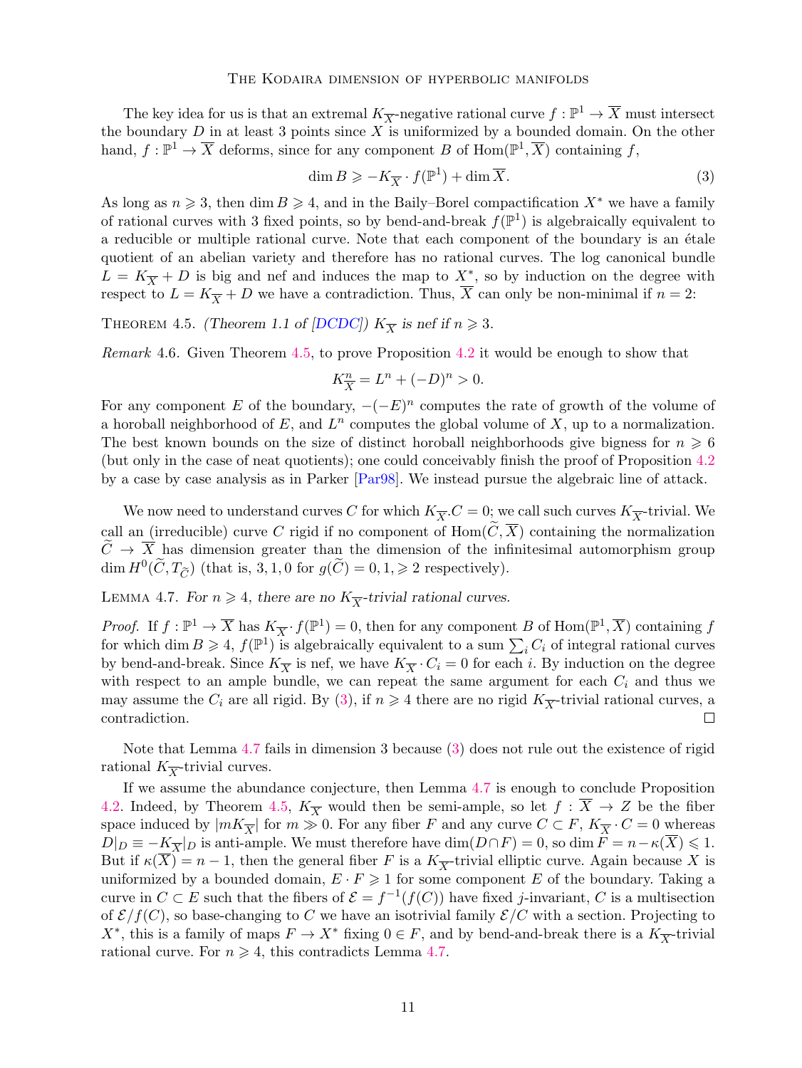The key idea for us is that an extremal $K_{\overline{X}}$-negative rational curve $f : \mathbb{P}^1 \to \overline{X}$ must intersect the boundary $D$ in at least 3 points since $X$ is uniformized by a bounded domain. On the other hand, $f : \mathbb{P}^1 \to \overline{X}$ deforms, since for any component $B$ of $\mathrm{Hom}(\mathbb{P}^1, \overline{X})$ containing $f$,

$$\dim B \geqslant -K_{\overline{X}} \cdot f(\mathbb{P}^1) + \dim \overline{X}. \tag{3}$$

As long as $n \geqslant 3$, then $\dim B \geqslant 4$, and in the Baily–Borel compactification $X^*$ we have a family of rational curves with 3 fixed points, so by bend-and-break $f(\mathbb{P}^1)$ is algebraically equivalent to a reducible or multiple rational curve. Note that each component of the boundary is an étale quotient of an abelian variety and therefore has no rational curves. The log canonical bundle $L = K_{\overline{X}} + D$ is big and nef and induces the map to $X^*$, so by induction on the degree with respect to $L = K_{\overline{X}} + D$ we have a contradiction. Thus, $\overline{X}$ can only be non-minimal if $n = 2$:

Theorem 4.5. *(Theorem 1.1 of [DCDC]) $K_{\overline{X}}$ is nef if $n \geqslant 3$.*

*Remark* 4.6. Given Theorem 4.5, to prove Proposition 4.2 it would be enough to show that

$$K_{\overline{X}}^n = L^n + (-D)^n > 0.$$

For any component $E$ of the boundary, $-(-E)^n$ computes the rate of growth of the volume of a horoball neighborhood of $E$, and $L^n$ computes the global volume of $X$, up to a normalization. The best known bounds on the size of distinct horoball neighborhoods give bigness for $n \geqslant 6$ (but only in the case of neat quotients); one could conceivably finish the proof of Proposition 4.2 by a case by case analysis as in Parker [Par98]. We instead pursue the algebraic line of attack.

We now need to understand curves $C$ for which $K_{\overline{X}}.C = 0$; we call such curves $K_{\overline{X}}$-trivial. We call an (irreducible) curve $C$ rigid if no component of $\mathrm{Hom}(\widetilde{C}, \overline{X})$ containing the normalization $\widetilde{C} \to \overline{X}$ has dimension greater than the dimension of the infinitesimal automorphism group $\dim H^0(\widetilde{C}, T_{\widetilde{C}})$ (that is, $3, 1, 0$ for $g(\widetilde{C}) = 0, 1, \geqslant 2$ respectively).

Lemma 4.7. *For $n \geqslant 4$, there are no $K_{\overline{X}}$-trivial rational curves.*

*Proof.* If $f : \mathbb{P}^1 \to \overline{X}$ has $K_{\overline{X}} \cdot f(\mathbb{P}^1) = 0$, then for any component $B$ of $\mathrm{Hom}(\mathbb{P}^1, \overline{X})$ containing $f$ for which $\dim B \geqslant 4$, $f(\mathbb{P}^1)$ is algebraically equivalent to a sum $\sum_i C_i$ of integral rational curves by bend-and-break. Since $K_{\overline{X}}$ is nef, we have $K_{\overline{X}} \cdot C_i = 0$ for each $i$. By induction on the degree with respect to an ample bundle, we can repeat the same argument for each $C_i$ and thus we may assume the $C_i$ are all rigid. By (3), if $n \geqslant 4$ there are no rigid $K_{\overline{X}}$-trivial rational curves, a contradiction. □

Note that Lemma 4.7 fails in dimension 3 because (3) does not rule out the existence of rigid rational $K_{\overline{X}}$-trivial curves.

If we assume the abundance conjecture, then Lemma 4.7 is enough to conclude Proposition 4.2. Indeed, by Theorem 4.5, $K_{\overline{X}}$ would then be semi-ample, so let $f : \overline{X} \to Z$ be the fiber space induced by $|mK_{\overline{X}}|$ for $m \gg 0$. For any fiber $F$ and any curve $C \subset F$, $K_{\overline{X}} \cdot C = 0$ whereas $D|_D \equiv -K_{\overline{X}}|_D$ is anti-ample. We must therefore have $\dim(D \cap F) = 0$, so $\dim F = n - \kappa(\overline{X}) \leqslant 1$. But if $\kappa(\overline{X}) = n - 1$, then the general fiber $F$ is a $K_{\overline{X}}$-trivial elliptic curve. Again because $X$ is uniformized by a bounded domain, $E \cdot F \geqslant 1$ for some component $E$ of the boundary. Taking a curve in $C \subset E$ such that the fibers of $\mathcal{E} = f^{-1}(f(C))$ have fixed $j$-invariant, $C$ is a multisection of $\mathcal{E}/f(C)$, so base-changing to $C$ we have an isotrivial family $\mathcal{E}/C$ with a section. Projecting to $X^*$, this is a family of maps $F \to X^*$ fixing $0 \in F$, and by bend-and-break there is a $K_{\overline{X}}$-trivial rational curve. For $n \geqslant 4$, this contradicts Lemma 4.7.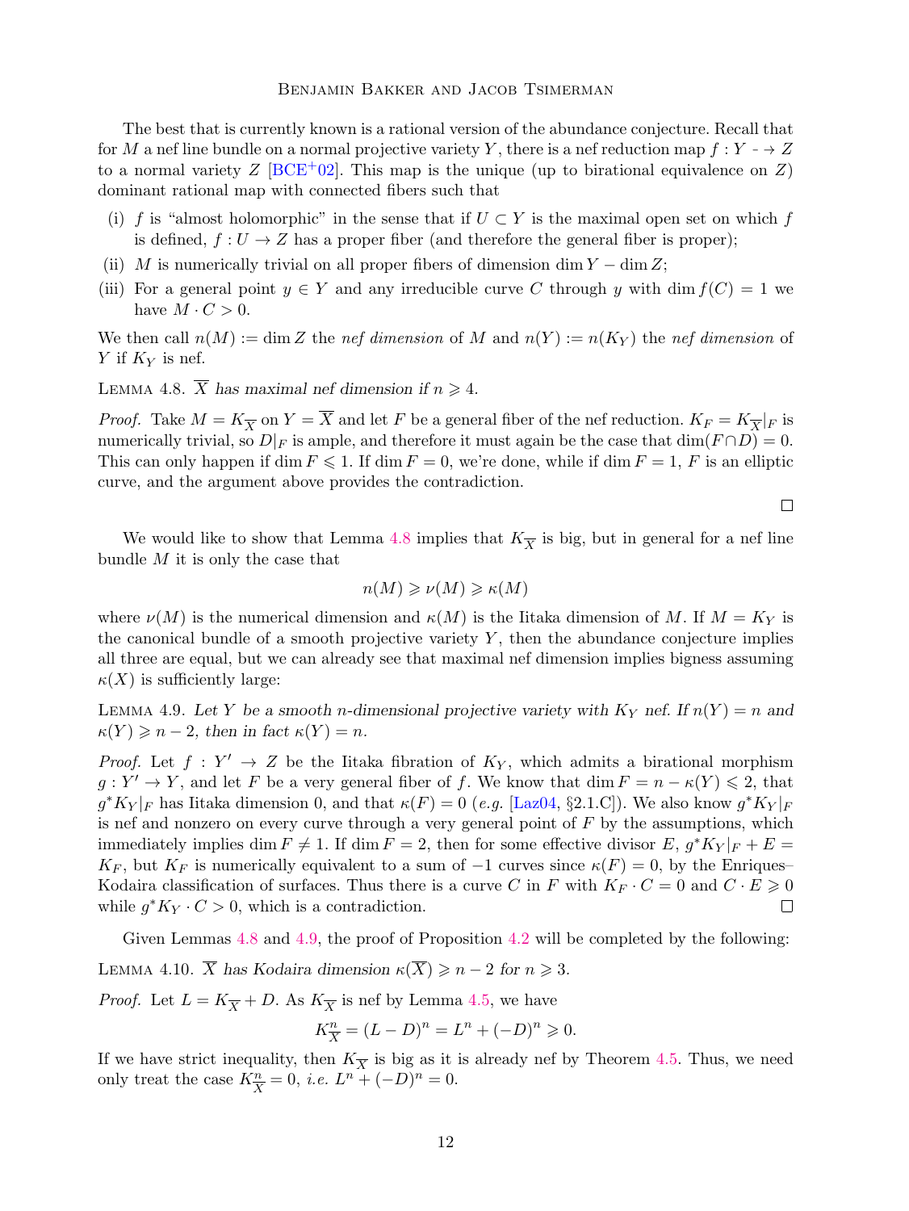The best that is currently known is a rational version of the abundance conjecture. Recall that for $M$ a nef line bundle on a normal projective variety $Y$, there is a nef reduction map $f : Y \dashrightarrow Z$ to a normal variety $Z$ [BCE+02]. This map is the unique (up to birational equivalence on $Z$) dominant rational map with connected fibers such that

- (i) $f$ is "almost holomorphic" in the sense that if $U \subset Y$ is the maximal open set on which $f$ is defined, $f : U \to Z$ has a proper fiber (and therefore the general fiber is proper);
- (ii) $M$ is numerically trivial on all proper fibers of dimension $\dim Y - \dim Z$;
- (iii) For a general point $y \in Y$ and any irreducible curve $C$ through $y$ with $\dim f(C) = 1$ we have $M \cdot C > 0$.

We then call $n(M) := \dim Z$ the *nef dimension* of $M$ and $n(Y) := n(K_Y)$ the *nef dimension* of $Y$ if $K_Y$ is nef.

Lemma 4.8. *$\overline{X}$ has maximal nef dimension if $n \geqslant 4$.*

*Proof.* Take $M = K_{\overline{X}}$ on $Y = \overline{X}$ and let $F$ be a general fiber of the nef reduction. $K_F = K_{\overline{X}}|_F$ is numerically trivial, so $D|_F$ is ample, and therefore it must again be the case that $\dim(F \cap D) = 0$. This can only happen if $\dim F \leqslant 1$. If $\dim F = 0$, we're done, while if $\dim F = 1$, $F$ is an elliptic curve, and the argument above provides the contradiction. $\square$

We would like to show that Lemma 4.8 implies that $K_{\overline{X}}$ is big, but in general for a nef line bundle $M$ it is only the case that

$$n(M) \geqslant \nu(M) \geqslant \kappa(M)$$

where $\nu(M)$ is the numerical dimension and $\kappa(M)$ is the Iitaka dimension of $M$. If $M = K_Y$ is the canonical bundle of a smooth projective variety $Y$, then the abundance conjecture implies all three are equal, but we can already see that maximal nef dimension implies bigness assuming $\kappa(X)$ is sufficiently large:

Lemma 4.9. *Let $Y$ be a smooth $n$-dimensional projective variety with $K_Y$ nef. If $n(Y) = n$ and $\kappa(Y) \geqslant n - 2$, then in fact $\kappa(Y) = n$.*

*Proof.* Let $f : Y' \to Z$ be the Iitaka fibration of $K_Y$, which admits a birational morphism $g : Y' \to Y$, and let $F$ be a very general fiber of $f$. We know that $\dim F = n - \kappa(Y) \leqslant 2$, that $g^*K_Y|_F$ has Iitaka dimension 0, and that $\kappa(F) = 0$ (*e.g.* [Laz04, §2.1.C]). We also know $g^*K_Y|_F$ is nef and nonzero on every curve through a very general point of $F$ by the assumptions, which immediately implies $\dim F \neq 1$. If $\dim F = 2$, then for some effective divisor $E$, $g^*K_Y|_F + E = K_F$, but $K_F$ is numerically equivalent to a sum of $-1$ curves since $\kappa(F) = 0$, by the Enriques–Kodaira classification of surfaces. Thus there is a curve $C$ in $F$ with $K_F \cdot C = 0$ and $C \cdot E \geqslant 0$ while $g^*K_Y \cdot C > 0$, which is a contradiction. $\square$

Given Lemmas 4.8 and 4.9, the proof of Proposition 4.2 will be completed by the following:

Lemma 4.10. *$\overline{X}$ has Kodaira dimension $\kappa(\overline{X}) \geqslant n - 2$ for $n \geqslant 3$.*

*Proof.* Let $L = K_{\overline{X}} + D$. As $K_{\overline{X}}$ is nef by Lemma 4.5, we have

$$K_{\overline{X}}^n = (L - D)^n = L^n + (-D)^n \geqslant 0.$$

If we have strict inequality, then $K_{\overline{X}}$ is big as it is already nef by Theorem 4.5. Thus, we need only treat the case $K_{\overline{X}}^n = 0$, *i.e.* $L^n + (-D)^n = 0$.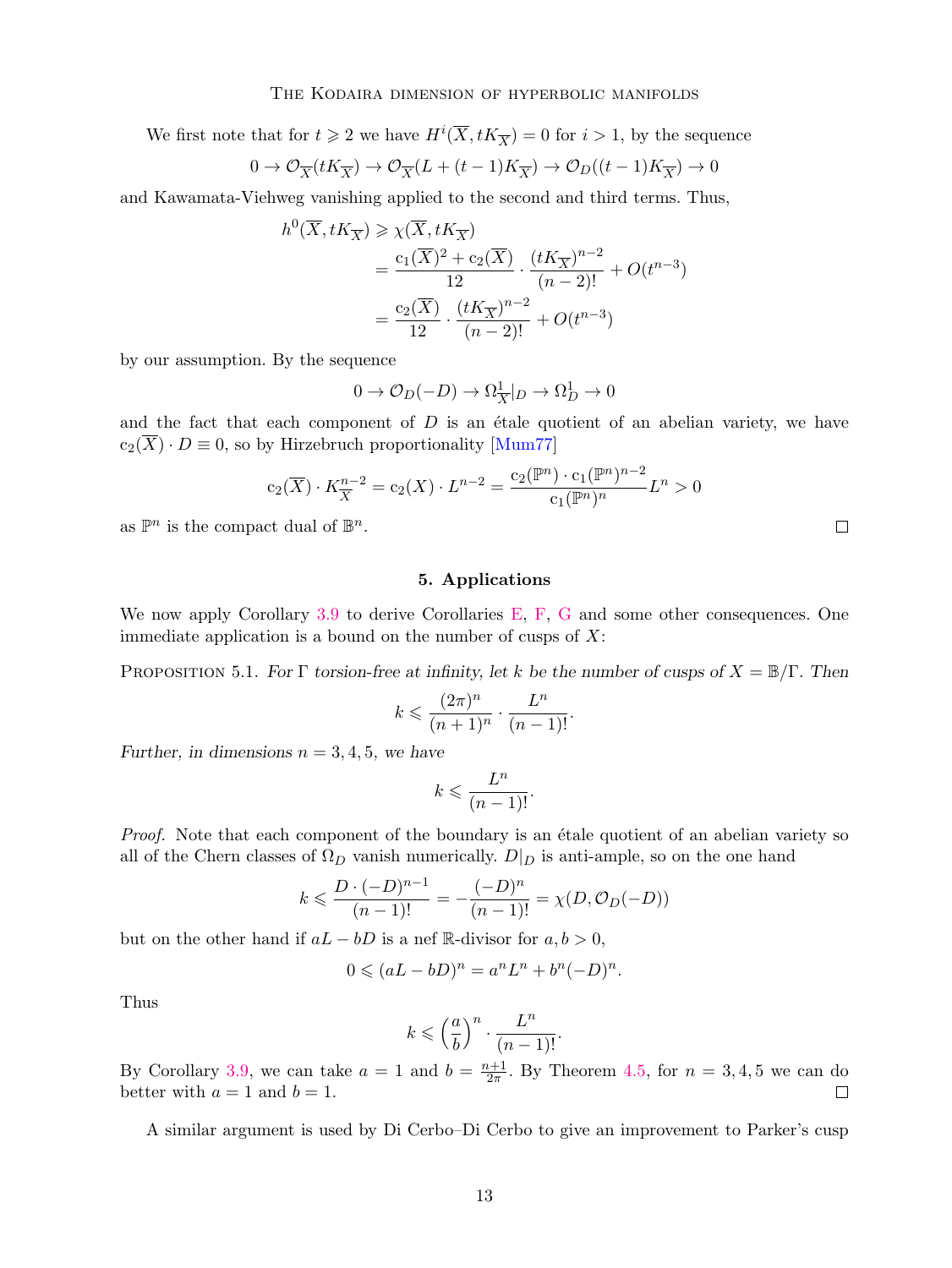We first note that for $t \geqslant 2$ we have $H^i(\overline{X}, tK_{\overline{X}}) = 0$ for $i > 1$, by the sequence

$$0 \to \mathcal{O}_{\overline{X}}(tK_{\overline{X}}) \to \mathcal{O}_{\overline{X}}(L + (t-1)K_{\overline{X}}) \to \mathcal{O}_D((t-1)K_{\overline{X}}) \to 0$$

and Kawamata-Viehweg vanishing applied to the second and third terms. Thus,

$$\begin{aligned} h^0(\overline{X}, tK_{\overline{X}}) &\geqslant \chi(\overline{X}, tK_{\overline{X}}) \\ &= \frac{\mathrm{c}_1(\overline{X})^2 + \mathrm{c}_2(\overline{X})}{12} \cdot \frac{(tK_{\overline{X}})^{n-2}}{(n-2)!} + O(t^{n-3}) \\ &= \frac{\mathrm{c}_2(\overline{X})}{12} \cdot \frac{(tK_{\overline{X}})^{n-2}}{(n-2)!} + O(t^{n-3}) \end{aligned}$$

by our assumption. By the sequence

$$0 \to \mathcal{O}_D(-D) \to \Omega^1_{\overline{X}}|_D \to \Omega^1_D \to 0$$

and the fact that each component of $D$ is an étale quotient of an abelian variety, we have $\mathrm{c}_2(\overline{X}) \cdot D \equiv 0$, so by Hirzebruch proportionality [Mum77]

$$\mathrm{c}_2(\overline{X}) \cdot K_{\overline{X}}^{n-2} = \mathrm{c}_2(X) \cdot L^{n-2} = \frac{\mathrm{c}_2(\mathbb{P}^n) \cdot \mathrm{c}_1(\mathbb{P}^n)^{n-2}}{\mathrm{c}_1(\mathbb{P}^n)^n} L^n > 0$$

as $\mathbb{P}^n$ is the compact dual of $\mathbb{B}^n$. □

## 5. Applications

We now apply Corollary 3.9 to derive Corollaries E, F, G and some other consequences. One immediate application is a bound on the number of cusps of $X$:

Proposition 5.1. *For $\Gamma$ torsion-free at infinity, let $k$ be the number of cusps of $X = \mathbb{B}/\Gamma$. Then*

$$k \leqslant \frac{(2\pi)^n}{(n+1)^n} \cdot \frac{L^n}{(n-1)!}.$$

*Further, in dimensions $n = 3, 4, 5$, we have*

$$k \leqslant \frac{L^n}{(n-1)!}.$$

*Proof.* Note that each component of the boundary is an étale quotient of an abelian variety so all of the Chern classes of $\Omega_D$ vanish numerically. $D|_D$ is anti-ample, so on the one hand

$$k \leqslant \frac{D \cdot (-D)^{n-1}}{(n-1)!} = -\frac{(-D)^n}{(n-1)!} = \chi(D, \mathcal{O}_D(-D))$$

but on the other hand if $aL - bD$ is a nef $\mathbb{R}$-divisor for $a, b > 0$,

$$0 \leqslant (aL - bD)^n = a^n L^n + b^n (-D)^n.$$

Thus

$$k \leqslant \left(\frac{a}{b}\right)^n \cdot \frac{L^n}{(n-1)!}.$$

By Corollary 3.9, we can take $a = 1$ and $b = \frac{n+1}{2\pi}$. By Theorem 4.5, for $n = 3, 4, 5$ we can do better with $a = 1$ and $b = 1$. □

A similar argument is used by Di Cerbo–Di Cerbo to give an improvement to Parker's cusp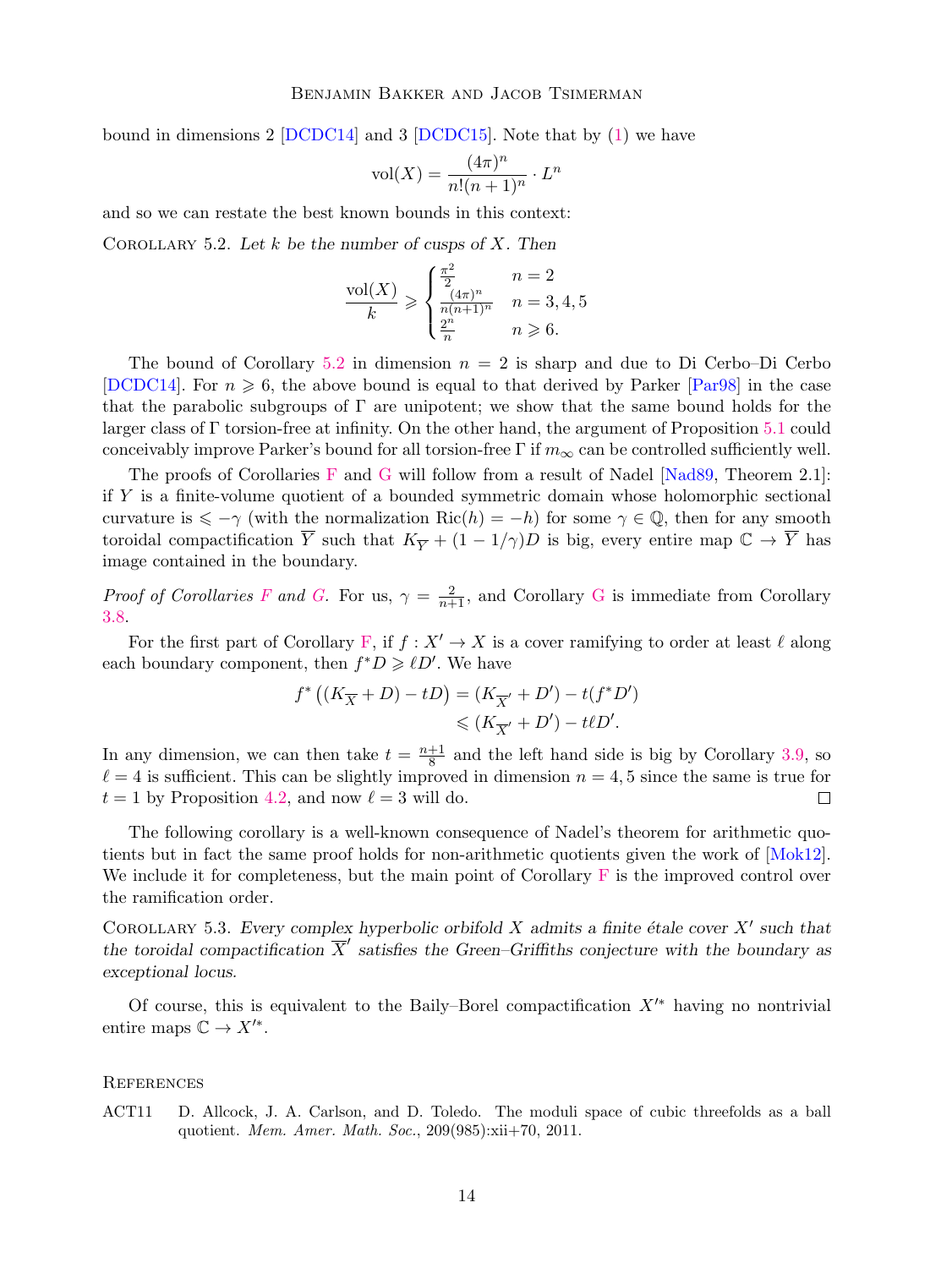bound in dimensions 2 [DCDC14] and 3 [DCDC15]. Note that by (1) we have

$$\mathrm{vol}(X) = \frac{(4\pi)^n}{n!(n+1)^n} \cdot L^n$$

and so we can restate the best known bounds in this context:

Corollary 5.2. *Let $k$ be the number of cusps of $X$. Then*

$$\frac{\mathrm{vol}(X)}{k} \geqslant \begin{cases} \frac{\pi^2}{2} & n = 2 \\ \frac{(4\pi)^n}{n(n+1)^n} & n = 3, 4, 5 \\ \frac{2^n}{n} & n \geqslant 6. \end{cases}$$

The bound of Corollary 5.2 in dimension $n = 2$ is sharp and due to Di Cerbo–Di Cerbo [DCDC14]. For $n \geqslant 6$, the above bound is equal to that derived by Parker [Par98] in the case that the parabolic subgroups of $\Gamma$ are unipotent; we show that the same bound holds for the larger class of $\Gamma$ torsion-free at infinity. On the other hand, the argument of Proposition 5.1 could conceivably improve Parker's bound for all torsion-free $\Gamma$ if $m_\infty$ can be controlled sufficiently well.

The proofs of Corollaries F and G will follow from a result of Nadel [Nad89, Theorem 2.1]: if $Y$ is a finite-volume quotient of a bounded symmetric domain whose holomorphic sectional curvature is $\leqslant -\gamma$ (with the normalization $\mathrm{Ric}(h) = -h$) for some $\gamma \in \mathbb{Q}$, then for any smooth toroidal compactification $\overline{Y}$ such that $K_{\overline{Y}} + (1 - 1/\gamma)D$ is big, every entire map $\mathbb{C} \to \overline{Y}$ has image contained in the boundary.

*Proof of Corollaries F and G.* For us, $\gamma = \frac{2}{n+1}$, and Corollary G is immediate from Corollary 3.8.

For the first part of Corollary F, if $f : X' \to X$ is a cover ramifying to order at least $\ell$ along each boundary component, then $f^*D \geqslant \ell D'$. We have

$$\begin{aligned} f^*\big((K_{\overline{X}} + D) - tD\big) &= (K_{\overline{X}'} + D') - t(f^*D') \\ &\leqslant (K_{\overline{X}'} + D') - t\ell D'. \end{aligned}$$

In any dimension, we can then take $t = \frac{n+1}{8}$ and the left hand side is big by Corollary 3.9, so $\ell = 4$ is sufficient. This can be slightly improved in dimension $n = 4, 5$ since the same is true for $t = 1$ by Proposition 4.2, and now $\ell = 3$ will do. $\square$

The following corollary is a well-known consequence of Nadel's theorem for arithmetic quotients but in fact the same proof holds for non-arithmetic quotients given the work of [Mok12]. We include it for completeness, but the main point of Corollary F is the improved control over the ramification order.

Corollary 5.3. *Every complex hyperbolic orbifold $X$ admits a finite étale cover $X'$ such that the toroidal compactification $\overline{X}'$ satisfies the Green–Griffiths conjecture with the boundary as exceptional locus.*

Of course, this is equivalent to the Baily–Borel compactification $X'^*$ having no nontrivial entire maps $\mathbb{C} \to X'^*$.

## References

ACT11 D. Allcock, J. A. Carlson, and D. Toledo. The moduli space of cubic threefolds as a ball quotient. *Mem. Amer. Math. Soc.*, 209(985):xii+70, 2011.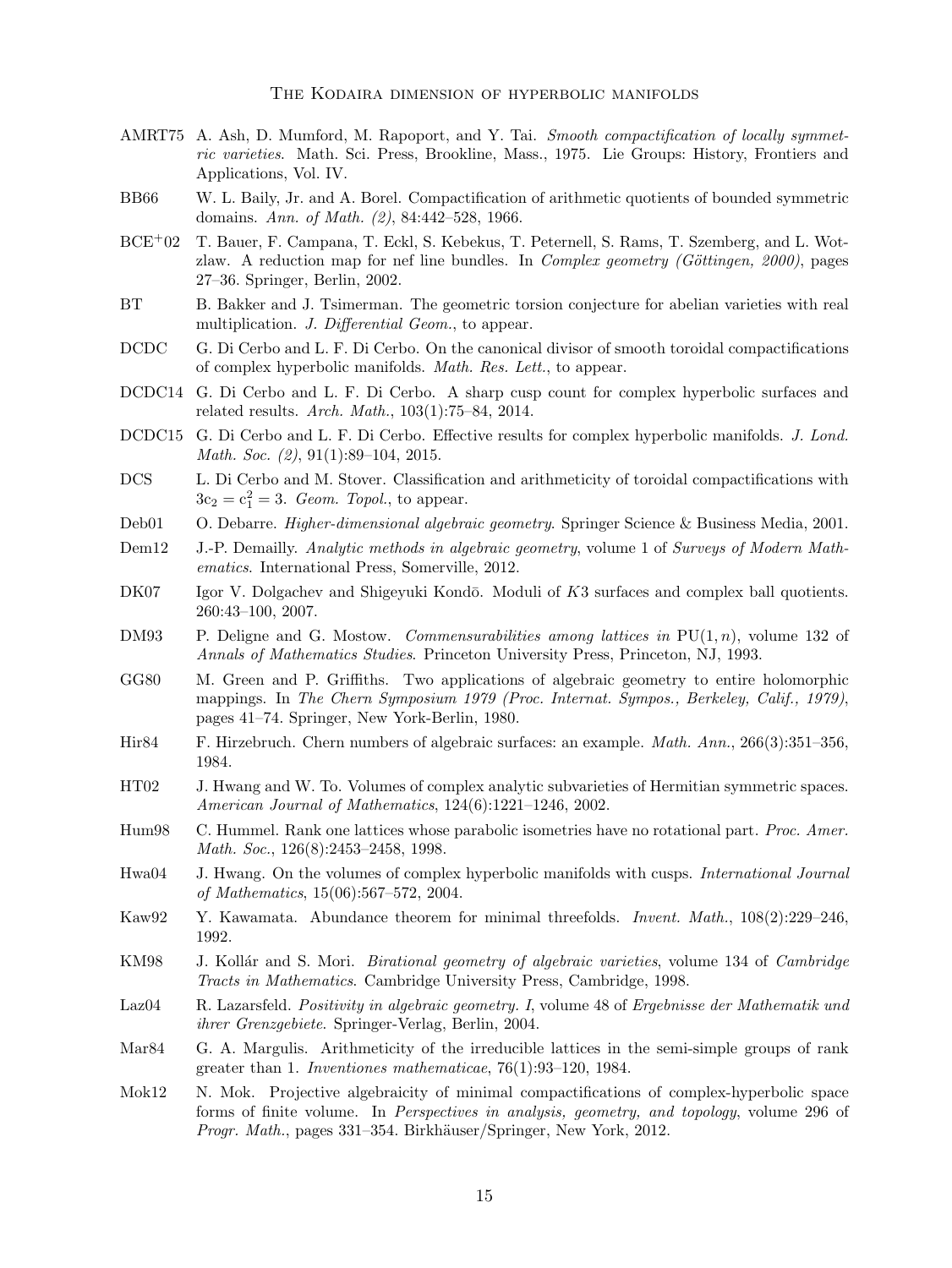AMRT75 A. Ash, D. Mumford, M. Rapoport, and Y. Tai. *Smooth compactification of locally symmetric varieties*. Math. Sci. Press, Brookline, Mass., 1975. Lie Groups: History, Frontiers and Applications, Vol. IV.

BB66 W. L. Baily, Jr. and A. Borel. Compactification of arithmetic quotients of bounded symmetric domains. *Ann. of Math. (2)*, 84:442–528, 1966.

BCE+02 T. Bauer, F. Campana, T. Eckl, S. Kebekus, T. Peternell, S. Rams, T. Szemberg, and L. Wotzlaw. A reduction map for nef line bundles. In *Complex geometry (Göttingen, 2000)*, pages 27–36. Springer, Berlin, 2002.

BT B. Bakker and J. Tsimerman. The geometric torsion conjecture for abelian varieties with real multiplication. *J. Differential Geom.*, to appear.

DCDC G. Di Cerbo and L. F. Di Cerbo. On the canonical divisor of smooth toroidal compactifications of complex hyperbolic manifolds. *Math. Res. Lett.*, to appear.

DCDC14 G. Di Cerbo and L. F. Di Cerbo. A sharp cusp count for complex hyperbolic surfaces and related results. *Arch. Math.*, 103(1):75–84, 2014.

DCDC15 G. Di Cerbo and L. F. Di Cerbo. Effective results for complex hyperbolic manifolds. *J. Lond. Math. Soc. (2)*, 91(1):89–104, 2015.

DCS L. Di Cerbo and M. Stover. Classification and arithmeticity of toroidal compactifications with $3c_2 = c_1^2 = 3$. *Geom. Topol.*, to appear.

Deb01 O. Debarre. *Higher-dimensional algebraic geometry*. Springer Science & Business Media, 2001.

Dem12 J.-P. Demailly. *Analytic methods in algebraic geometry*, volume 1 of *Surveys of Modern Mathematics*. International Press, Somerville, 2012.

DK07 Igor V. Dolgachev and Shigeyuki Kondō. Moduli of $K3$ surfaces and complex ball quotients. 260:43–100, 2007.

DM93 P. Deligne and G. Mostow. *Commensurabilities among lattices in* $\mathrm{PU}(1, n)$, volume 132 of *Annals of Mathematics Studies*. Princeton University Press, Princeton, NJ, 1993.

GG80 M. Green and P. Griffiths. Two applications of algebraic geometry to entire holomorphic mappings. In *The Chern Symposium 1979 (Proc. Internat. Sympos., Berkeley, Calif., 1979)*, pages 41–74. Springer, New York-Berlin, 1980.

Hir84 F. Hirzebruch. Chern numbers of algebraic surfaces: an example. *Math. Ann.*, 266(3):351–356, 1984.

HT02 J. Hwang and W. To. Volumes of complex analytic subvarieties of Hermitian symmetric spaces. *American Journal of Mathematics*, 124(6):1221–1246, 2002.

Hum98 C. Hummel. Rank one lattices whose parabolic isometries have no rotational part. *Proc. Amer. Math. Soc.*, 126(8):2453–2458, 1998.

Hwa04 J. Hwang. On the volumes of complex hyperbolic manifolds with cusps. *International Journal of Mathematics*, 15(06):567–572, 2004.

Kaw92 Y. Kawamata. Abundance theorem for minimal threefolds. *Invent. Math.*, 108(2):229–246, 1992.

KM98 J. Kollár and S. Mori. *Birational geometry of algebraic varieties*, volume 134 of *Cambridge Tracts in Mathematics*. Cambridge University Press, Cambridge, 1998.

Laz04 R. Lazarsfeld. *Positivity in algebraic geometry. I*, volume 48 of *Ergebnisse der Mathematik und ihrer Grenzgebiete*. Springer-Verlag, Berlin, 2004.

Mar84 G. A. Margulis. Arithmeticity of the irreducible lattices in the semi-simple groups of rank greater than 1. *Inventiones mathematicae*, 76(1):93–120, 1984.

Mok12 N. Mok. Projective algebraicity of minimal compactifications of complex-hyperbolic space forms of finite volume. In *Perspectives in analysis, geometry, and topology*, volume 296 of *Progr. Math.*, pages 331–354. Birkhäuser/Springer, New York, 2012.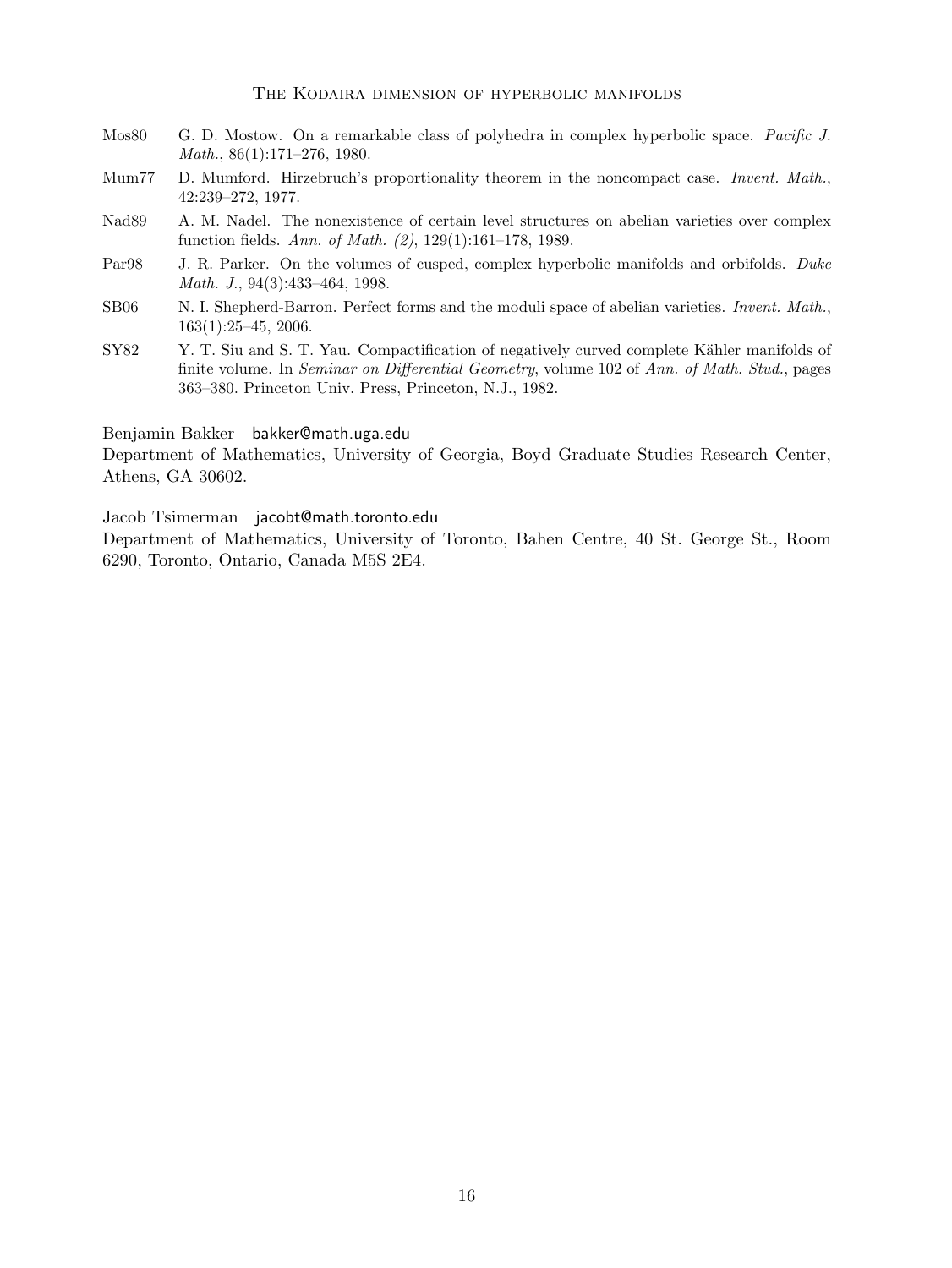Mos80 G. D. Mostow. On a remarkable class of polyhedra in complex hyperbolic space. *Pacific J. Math.*, 86(1):171–276, 1980.

Mum77 D. Mumford. Hirzebruch's proportionality theorem in the noncompact case. *Invent. Math.*, 42:239–272, 1977.

Nad89 A. M. Nadel. The nonexistence of certain level structures on abelian varieties over complex function fields. *Ann. of Math. (2)*, 129(1):161–178, 1989.

Par98 J. R. Parker. On the volumes of cusped, complex hyperbolic manifolds and orbifolds. *Duke Math. J.*, 94(3):433–464, 1998.

SB06 N. I. Shepherd-Barron. Perfect forms and the moduli space of abelian varieties. *Invent. Math.*, 163(1):25–45, 2006.

SY82 Y. T. Siu and S. T. Yau. Compactification of negatively curved complete Kähler manifolds of finite volume. In *Seminar on Differential Geometry*, volume 102 of *Ann. of Math. Stud.*, pages 363–380. Princeton Univ. Press, Princeton, N.J., 1982.

Benjamin Bakker bakker@math.uga.edu
Department of Mathematics, University of Georgia, Boyd Graduate Studies Research Center, Athens, GA 30602.

Jacob Tsimerman jacobt@math.toronto.edu
Department of Mathematics, University of Toronto, Bahen Centre, 40 St. George St., Room 6290, Toronto, Ontario, Canada M5S 2E4.